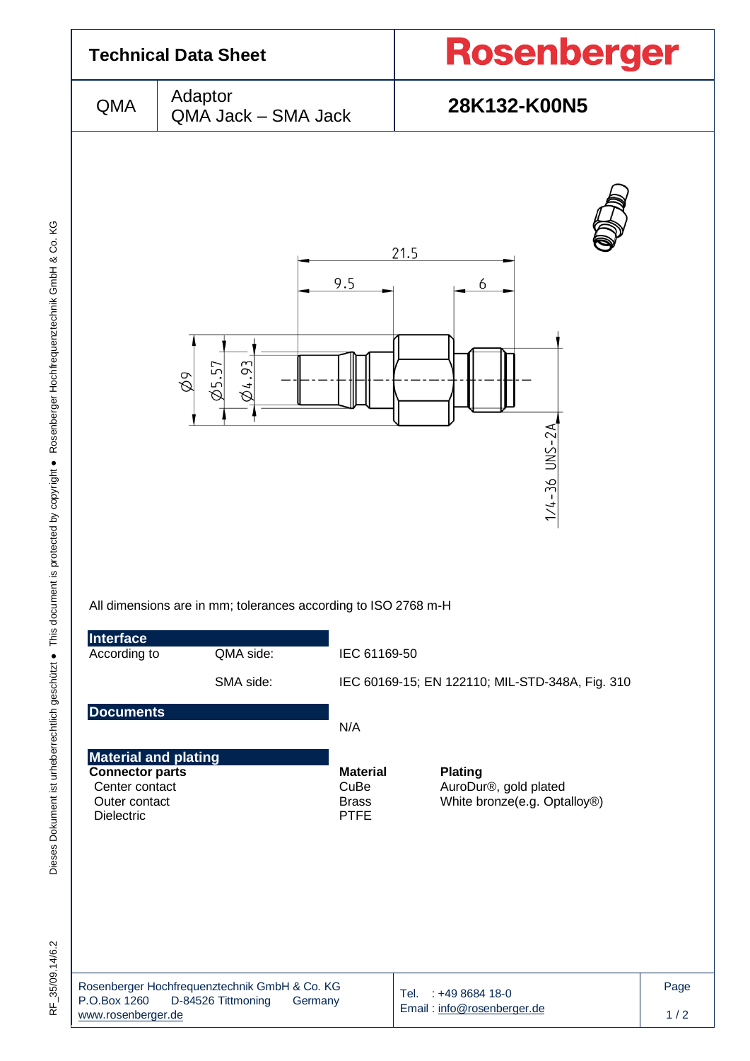# Technical Data Sheet

**Rosenberger**

| QMA | Adaptor QMA Jack – SMA Jack | **28K132-K00N5** |
|---|---|---|

21.5

9.5

6

Ø9

Ø5.57

Ø4.93

1/4-36 UNS-2A

All dimensions are in mm; tolerances according to ISO 2768 m-H

## Interface

| According to | QMA side: | IEC 61169-50 |
|---|---|---|
| | SMA side: | IEC 60169-15; EN 122110; MIL-STD-348A, Fig. 310 |

## Documents

N/A

## Material and plating

| **Connector parts** | **Material** | **Plating** |
|---|---|---|
| Center contact | CuBe | AuroDur®, gold plated |
| Outer contact | Brass | White bronze(e.g. Optalloy®) |
| Dielectric | PTFE | |

Rosenberger Hochfrequenztechnik GmbH & Co. KG
P.O.Box 1260 D-84526 Tittmoning Germany
www.rosenberger.de

Tel. : +49 8684 18-0
Email : info@rosenberger.de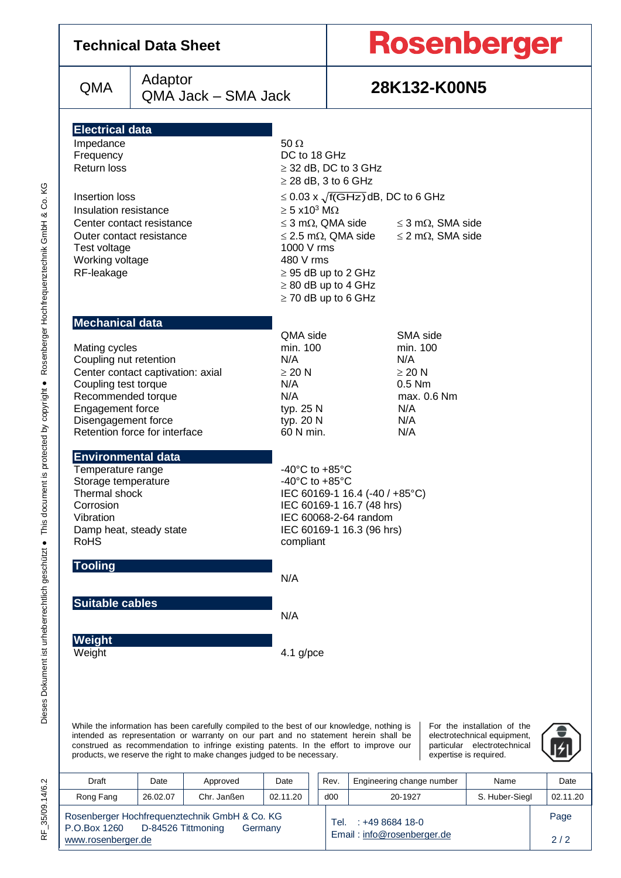# Technical Data Sheet

**Rosenberger**

| | | |
|---|---|---|
| QMA | Adaptor<br>QMA Jack – SMA Jack | **28K132-K00N5** |

## Electrical data

| | | |
|---|---|---|
| Impedance | 50 Ω | |
| Frequency | DC to 18 GHz | |
| Return loss | ≥ 32 dB, DC to 3 GHz<br>≥ 28 dB, 3 to 6 GHz | |
| Insertion loss | ≤ 0.03 x $\sqrt{f(GHz)}$ dB, DC to 6 GHz | |
| Insulation resistance | ≥ 5 x$10^3$ MΩ | |
| Center contact resistance | ≤ 3 mΩ, QMA side | ≤ 3 mΩ, SMA side |
| Outer contact resistance | ≤ 2.5 mΩ, QMA side | ≤ 2 mΩ, SMA side |
| Test voltage | 1000 V rms | |
| Working voltage | 480 V rms | |
| RF-leakage | ≥ 95 dB up to 2 GHz<br>≥ 80 dB up to 4 GHz<br>≥ 70 dB up to 6 GHz | |

## Mechanical data

| | QMA side | SMA side |
|---|---|---|
| Mating cycles | min. 100 | min. 100 |
| Coupling nut retention | N/A | N/A |
| Center contact captivation: axial | ≥ 20 N | ≥ 20 N |
| Coupling test torque | N/A | 0.5 Nm |
| Recommended torque | N/A | max. 0.6 Nm |
| Engagement force | typ. 25 N | N/A |
| Disengagement force | typ. 20 N | N/A |
| Retention force for interface | 60 N min. | N/A |

## Environmental data

| | |
|---|---|
| Temperature range | -40°C to +85°C |
| Storage temperature | -40°C to +85°C |
| Thermal shock | IEC 60169-1 16.4 (-40 / +85°C) |
| Corrosion | IEC 60169-1 16.7 (48 hrs) |
| Vibration | IEC 60068-2-64 random |
| Damp heat, steady state | IEC 60169-1 16.3 (96 hrs) |
| RoHS | compliant |

## Tooling

N/A

## Suitable cables

N/A

## Weight

Weight: 4.1 g/pce

While the information has been carefully compiled to the best of our knowledge, nothing is intended as representation or warranty on our part and no statement herein shall be construed as recommendation to infringe existing patents. In the effort to improve our products, we reserve the right to make changes judged to be necessary.

For the installation of the electrotechnical equipment, particular electrotechnical expertise is required.

| Draft | Date | Approved | Date | Rev. | Engineering change number | Name | Date |
|---|---|---|---|---|---|---|---|
| Rong Fang | 26.02.07 | Chr. Janßen | 02.11.20 | d00 | 20-1927 | S. Huber-Siegl | 02.11.20 |

Rosenberger Hochfrequenztechnik GmbH & Co. KG
P.O.Box 1260 D-84526 Tittmoning Germany
www.rosenberger.de

Tel. : +49 8684 18-0
Email : info@rosenberger.de

Dieses Dokument ist urheberrechtlich geschützt ● This document is protected by copyright ● Rosenberger Hochfrequenztechnik GmbH & Co. KG

RF_35/09.14/6.2